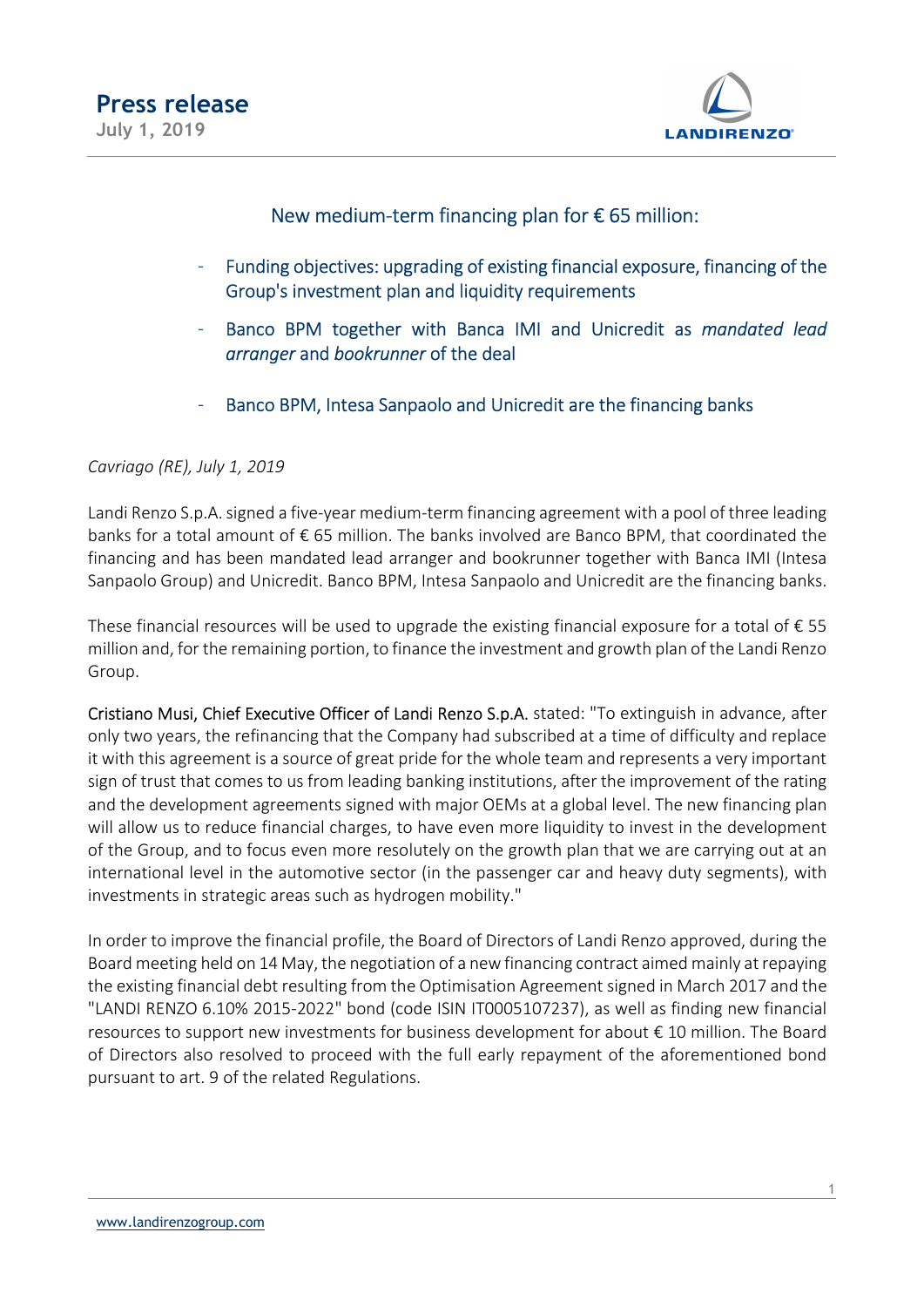# Press release

**July 1, 2019**

## New medium-term financing plan for € 65 million:

- Funding objectives: upgrading of existing financial exposure, financing of the Group's investment plan and liquidity requirements
- Banco BPM together with Banca IMI and Unicredit as *mandated lead arranger* and *bookrunner* of the deal
- Banco BPM, Intesa Sanpaolo and Unicredit are the financing banks

*Cavriago (RE), July 1, 2019*

Landi Renzo S.p.A. signed a five-year medium-term financing agreement with a pool of three leading banks for a total amount of € 65 million. The banks involved are Banco BPM, that coordinated the financing and has been mandated lead arranger and bookrunner together with Banca IMI (Intesa Sanpaolo Group) and Unicredit. Banco BPM, Intesa Sanpaolo and Unicredit are the financing banks.

These financial resources will be used to upgrade the existing financial exposure for a total of € 55 million and, for the remaining portion, to finance the investment and growth plan of the Landi Renzo Group.

Cristiano Musi, Chief Executive Officer of Landi Renzo S.p.A. stated: "To extinguish in advance, after only two years, the refinancing that the Company had subscribed at a time of difficulty and replace it with this agreement is a source of great pride for the whole team and represents a very important sign of trust that comes to us from leading banking institutions, after the improvement of the rating and the development agreements signed with major OEMs at a global level. The new financing plan will allow us to reduce financial charges, to have even more liquidity to invest in the development of the Group, and to focus even more resolutely on the growth plan that we are carrying out at an international level in the automotive sector (in the passenger car and heavy duty segments), with investments in strategic areas such as hydrogen mobility."

In order to improve the financial profile, the Board of Directors of Landi Renzo approved, during the Board meeting held on 14 May, the negotiation of a new financing contract aimed mainly at repaying the existing financial debt resulting from the Optimisation Agreement signed in March 2017 and the "LANDI RENZO 6.10% 2015-2022" bond (code ISIN IT0005107237), as well as finding new financial resources to support new investments for business development for about € 10 million. The Board of Directors also resolved to proceed with the full early repayment of the aforementioned bond pursuant to art. 9 of the related Regulations.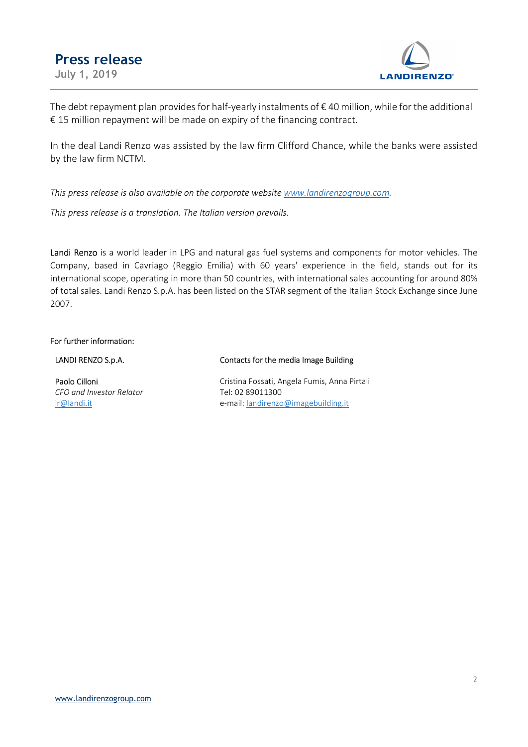The debt repayment plan provides for half-yearly instalments of € 40 million, while for the additional € 15 million repayment will be made on expiry of the financing contract.

In the deal Landi Renzo was assisted by the law firm Clifford Chance, while the banks were assisted by the law firm NCTM.

*This press release is also available on the corporate website [www.landirenzogroup.com](http://www.landirenzogroup.com).*

*This press release is a translation. The Italian version prevails.*

Landi Renzo is a world leader in LPG and natural gas fuel systems and components for motor vehicles. The Company, based in Cavriago (Reggio Emilia) with 60 years' experience in the field, stands out for its international scope, operating in more than 50 countries, with international sales accounting for around 80% of total sales. Landi Renzo S.p.A. has been listed on the STAR segment of the Italian Stock Exchange since June 2007.

For further information:

LANDI RENZO S.p.A.

Paolo Cilloni
*CFO and Investor Relator*
[ir@landi.it](mailto:ir@landi.it)

Contacts for the media Image Building

Cristina Fossati, Angela Fumis, Anna Pirtali
Tel: 02 89011300
e-mail: [landirenzo@imagebuilding.it](mailto:landirenzo@imagebuilding.it)